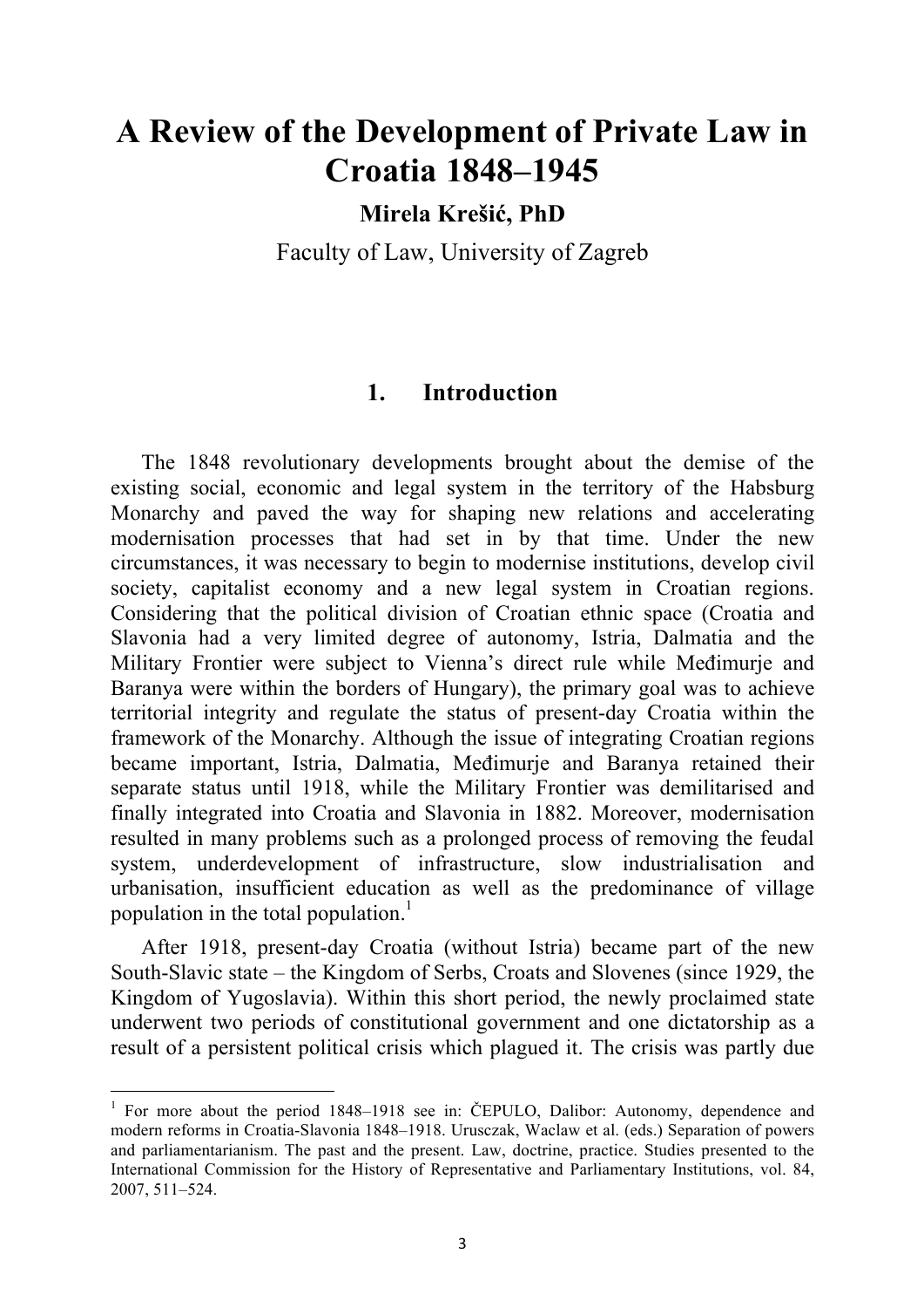# A Review of the Development of Private Law in Croatia 1848–1945

**Mirela Krešić, PhD**

Faculty of Law, University of Zagreb

## 1. Introduction

The 1848 revolutionary developments brought about the demise of the existing social, economic and legal system in the territory of the Habsburg Monarchy and paved the way for shaping new relations and accelerating modernisation processes that had set in by that time. Under the new circumstances, it was necessary to begin to modernise institutions, develop civil society, capitalist economy and a new legal system in Croatian regions. Considering that the political division of Croatian ethnic space (Croatia and Slavonia had a very limited degree of autonomy, Istria, Dalmatia and the Military Frontier were subject to Vienna's direct rule while Međimurje and Baranya were within the borders of Hungary), the primary goal was to achieve territorial integrity and regulate the status of present-day Croatia within the framework of the Monarchy. Although the issue of integrating Croatian regions became important, Istria, Dalmatia, Međimurje and Baranya retained their separate status until 1918, while the Military Frontier was demilitarised and finally integrated into Croatia and Slavonia in 1882. Moreover, modernisation resulted in many problems such as a prolonged process of removing the feudal system, underdevelopment of infrastructure, slow industrialisation and urbanisation, insufficient education as well as the predominance of village population in the total population.[1]

After 1918, present-day Croatia (without Istria) became part of the new South-Slavic state – the Kingdom of Serbs, Croats and Slovenes (since 1929, the Kingdom of Yugoslavia). Within this short period, the newly proclaimed state underwent two periods of constitutional government and one dictatorship as a result of a persistent political crisis which plagued it. The crisis was partly due

---

[1] For more about the period 1848–1918 see in: ČEPULO, Dalibor: Autonomy, dependence and modern reforms in Croatia-Slavonia 1848–1918. Urusczak, Waclaw et al. (eds.) Separation of powers and parliamentarianism. The past and the present. Law, doctrine, practice. Studies presented to the International Commission for the History of Representative and Parliamentary Institutions, vol. 84, 2007, 511–524.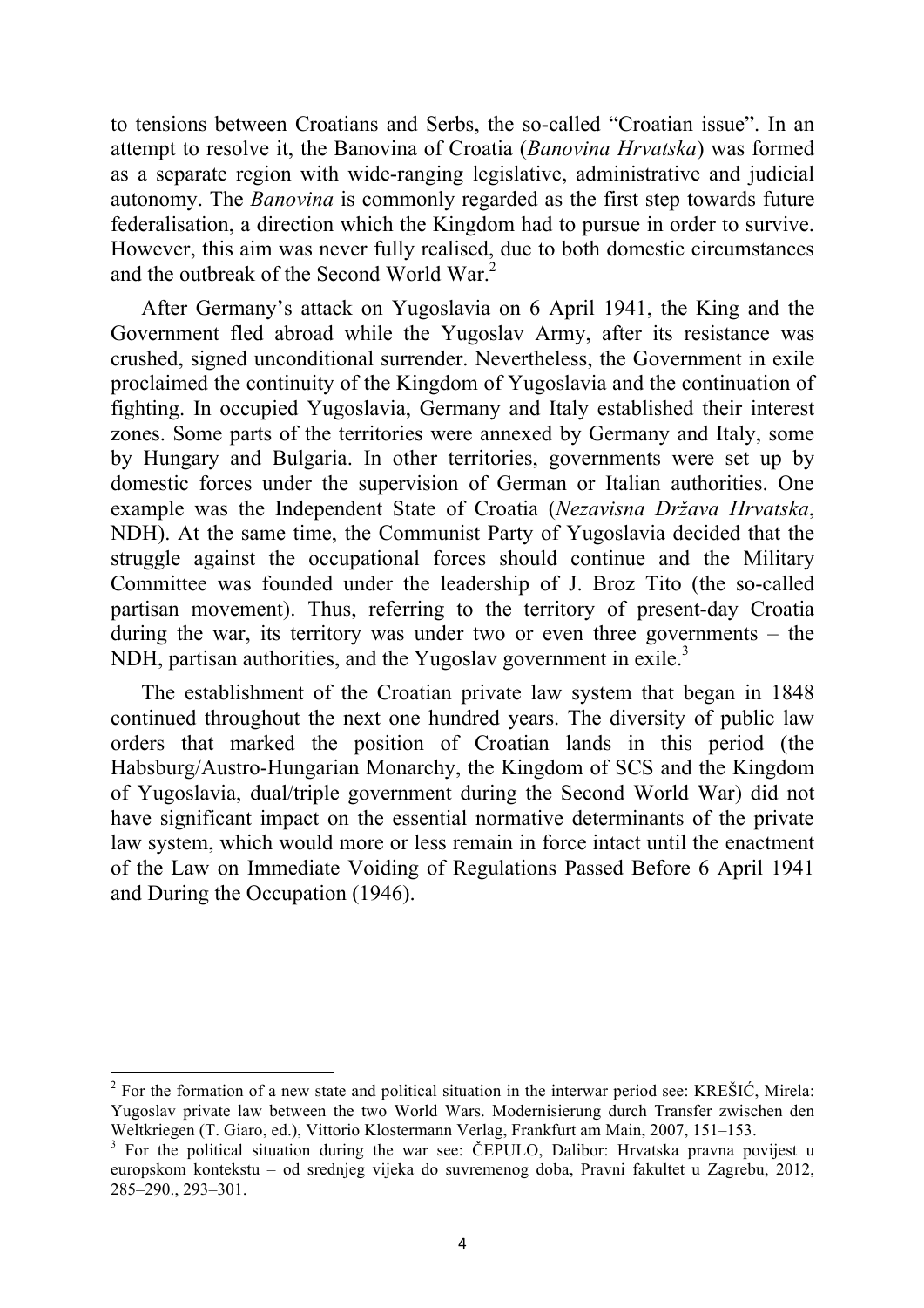to tensions between Croatians and Serbs, the so-called "Croatian issue". In an attempt to resolve it, the Banovina of Croatia (*Banovina Hrvatska*) was formed as a separate region with wide-ranging legislative, administrative and judicial autonomy. The *Banovina* is commonly regarded as the first step towards future federalisation, a direction which the Kingdom had to pursue in order to survive. However, this aim was never fully realised, due to both domestic circumstances and the outbreak of the Second World War.[2]

After Germany's attack on Yugoslavia on 6 April 1941, the King and the Government fled abroad while the Yugoslav Army, after its resistance was crushed, signed unconditional surrender. Nevertheless, the Government in exile proclaimed the continuity of the Kingdom of Yugoslavia and the continuation of fighting. In occupied Yugoslavia, Germany and Italy established their interest zones. Some parts of the territories were annexed by Germany and Italy, some by Hungary and Bulgaria. In other territories, governments were set up by domestic forces under the supervision of German or Italian authorities. One example was the Independent State of Croatia (*Nezavisna Država Hrvatska*, NDH). At the same time, the Communist Party of Yugoslavia decided that the struggle against the occupational forces should continue and the Military Committee was founded under the leadership of J. Broz Tito (the so-called partisan movement). Thus, referring to the territory of present-day Croatia during the war, its territory was under two or even three governments – the NDH, partisan authorities, and the Yugoslav government in exile.[3]

The establishment of the Croatian private law system that began in 1848 continued throughout the next one hundred years. The diversity of public law orders that marked the position of Croatian lands in this period (the Habsburg/Austro-Hungarian Monarchy, the Kingdom of SCS and the Kingdom of Yugoslavia, dual/triple government during the Second World War) did not have significant impact on the essential normative determinants of the private law system, which would more or less remain in force intact until the enactment of the Law on Immediate Voiding of Regulations Passed Before 6 April 1941 and During the Occupation (1946).

---

[2] For the formation of a new state and political situation in the interwar period see: KREŠIĆ, Mirela: Yugoslav private law between the two World Wars. Modernisierung durch Transfer zwischen den Weltkriegen (T. Giaro, ed.), Vittorio Klostermann Verlag, Frankfurt am Main, 2007, 151–153.

[3] For the political situation during the war see: ČEPULO, Dalibor: Hrvatska pravna povijest u europskom kontekstu – od srednjeg vijeka do suvremenog doba, Pravni fakultet u Zagrebu, 2012, 285–290., 293–301.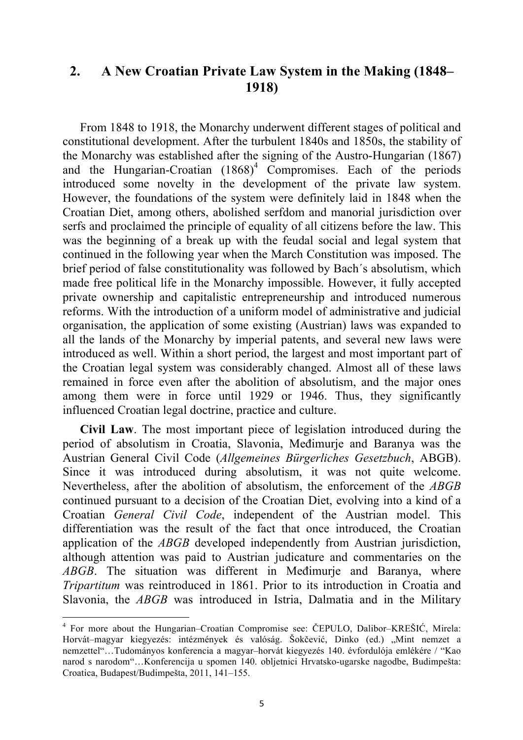## 2. A New Croatian Private Law System in the Making (1848–1918)

From 1848 to 1918, the Monarchy underwent different stages of political and constitutional development. After the turbulent 1840s and 1850s, the stability of the Monarchy was established after the signing of the Austro-Hungarian (1867) and the Hungarian-Croatian (1868)[4] Compromises. Each of the periods introduced some novelty in the development of the private law system. However, the foundations of the system were definitely laid in 1848 when the Croatian Diet, among others, abolished serfdom and manorial jurisdiction over serfs and proclaimed the principle of equality of all citizens before the law. This was the beginning of a break up with the feudal social and legal system that continued in the following year when the March Constitution was imposed. The brief period of false constitutionality was followed by Bach´s absolutism, which made free political life in the Monarchy impossible. However, it fully accepted private ownership and capitalistic entrepreneurship and introduced numerous reforms. With the introduction of a uniform model of administrative and judicial organisation, the application of some existing (Austrian) laws was expanded to all the lands of the Monarchy by imperial patents, and several new laws were introduced as well. Within a short period, the largest and most important part of the Croatian legal system was considerably changed. Almost all of these laws remained in force even after the abolition of absolutism, and the major ones among them were in force until 1929 or 1946. Thus, they significantly influenced Croatian legal doctrine, practice and culture.

**Civil Law**. The most important piece of legislation introduced during the period of absolutism in Croatia, Slavonia, Međimurje and Baranya was the Austrian General Civil Code (*Allgemeines Bürgerliches Gesetzbuch*, ABGB). Since it was introduced during absolutism, it was not quite welcome. Nevertheless, after the abolition of absolutism, the enforcement of the *ABGB* continued pursuant to a decision of the Croatian Diet, evolving into a kind of a Croatian *General Civil Code*, independent of the Austrian model. This differentiation was the result of the fact that once introduced, the Croatian application of the *ABGB* developed independently from Austrian jurisdiction, although attention was paid to Austrian judicature and commentaries on the *ABGB*. The situation was different in Međimurje and Baranya, where *Tripartitum* was reintroduced in 1861. Prior to its introduction in Croatia and Slavonia, the *ABGB* was introduced in Istria, Dalmatia and in the Military

[4] For more about the Hungarian–Croatian Compromise see: ČEPULO, Dalibor–KREŠIĆ, Mirela: Horvát–magyar kiegyezés: intézmények és valóság. Šokčević, Dinko (ed.) „Mint nemzet a nemzettel"…Tudományos konferencia a magyar–horvát kiegyezés 140. évfordulója emlékére / "Kao narod s narodom"…Konferencija u spomen 140. obljetnici Hrvatsko-ugarske nagodbe, Budimpešta: Croatica, Budapest/Budimpešta, 2011, 141–155.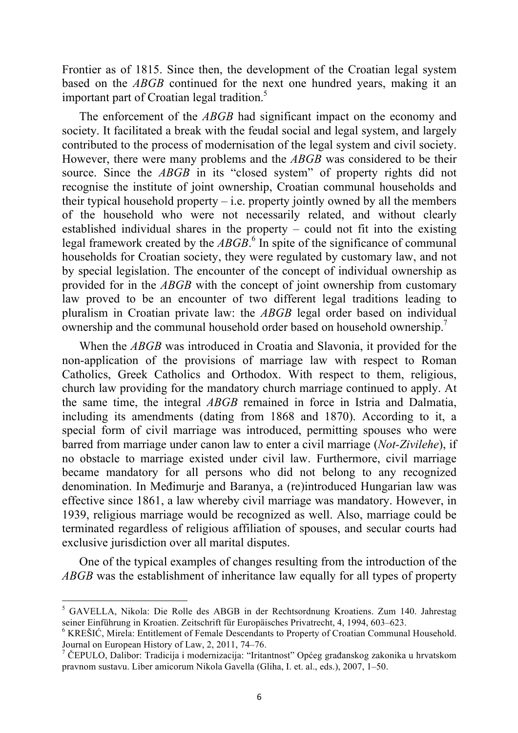Frontier as of 1815. Since then, the development of the Croatian legal system based on the *ABGB* continued for the next one hundred years, making it an important part of Croatian legal tradition.[5]

The enforcement of the *ABGB* had significant impact on the economy and society. It facilitated a break with the feudal social and legal system, and largely contributed to the process of modernisation of the legal system and civil society. However, there were many problems and the *ABGB* was considered to be their source. Since the *ABGB* in its "closed system" of property rights did not recognise the institute of joint ownership, Croatian communal households and their typical household property – i.e. property jointly owned by all the members of the household who were not necessarily related, and without clearly established individual shares in the property – could not fit into the existing legal framework created by the *ABGB*.[6] In spite of the significance of communal households for Croatian society, they were regulated by customary law, and not by special legislation. The encounter of the concept of individual ownership as provided for in the *ABGB* with the concept of joint ownership from customary law proved to be an encounter of two different legal traditions leading to pluralism in Croatian private law: the *ABGB* legal order based on individual ownership and the communal household order based on household ownership.[7]

When the *ABGB* was introduced in Croatia and Slavonia, it provided for the non-application of the provisions of marriage law with respect to Roman Catholics, Greek Catholics and Orthodox. With respect to them, religious, church law providing for the mandatory church marriage continued to apply. At the same time, the integral *ABGB* remained in force in Istria and Dalmatia, including its amendments (dating from 1868 and 1870). According to it, a special form of civil marriage was introduced, permitting spouses who were barred from marriage under canon law to enter a civil marriage (*Not-Zivilehe*), if no obstacle to marriage existed under civil law. Furthermore, civil marriage became mandatory for all persons who did not belong to any recognized denomination. In Međimurje and Baranya, a (re)introduced Hungarian law was effective since 1861, a law whereby civil marriage was mandatory. However, in 1939, religious marriage would be recognized as well. Also, marriage could be terminated regardless of religious affiliation of spouses, and secular courts had exclusive jurisdiction over all marital disputes.

One of the typical examples of changes resulting from the introduction of the *ABGB* was the establishment of inheritance law equally for all types of property

---

[5] GAVELLA, Nikola: Die Rolle des ABGB in der Rechtsordnung Kroatiens. Zum 140. Jahrestag seiner Einführung in Kroatien. Zeitschrift für Europäisches Privatrecht, 4, 1994, 603–623.

[6] KREŠIĆ, Mirela: Entitlement of Female Descendants to Property of Croatian Communal Household. Journal on European History of Law, 2, 2011, 74–76.

[7] ČEPULO, Dalibor: Tradicija i modernizacija: "Iritantnost" Općeg građanskog zakonika u hrvatskom pravnom sustavu. Liber amicorum Nikola Gavella (Gliha, I. et. al., eds.), 2007, 1–50.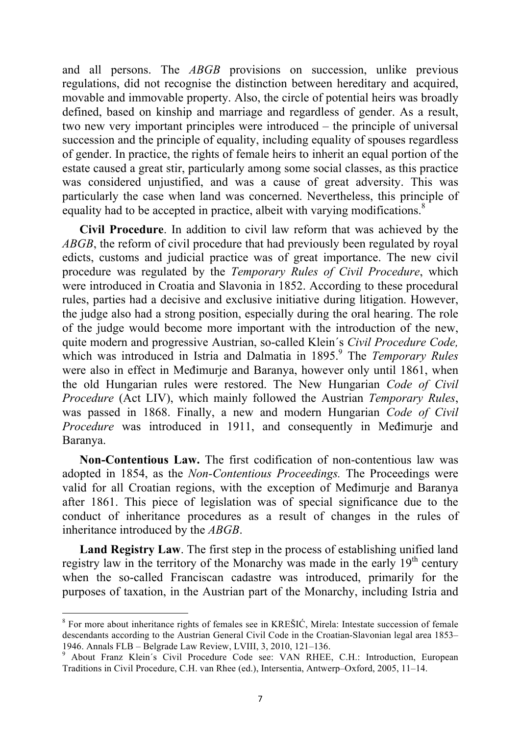and all persons. The *ABGB* provisions on succession, unlike previous regulations, did not recognise the distinction between hereditary and acquired, movable and immovable property. Also, the circle of potential heirs was broadly defined, based on kinship and marriage and regardless of gender. As a result, two new very important principles were introduced – the principle of universal succession and the principle of equality, including equality of spouses regardless of gender. In practice, the rights of female heirs to inherit an equal portion of the estate caused a great stir, particularly among some social classes, as this practice was considered unjustified, and was a cause of great adversity. This was particularly the case when land was concerned. Nevertheless, this principle of equality had to be accepted in practice, albeit with varying modifications.[8]

**Civil Procedure**. In addition to civil law reform that was achieved by the *ABGB*, the reform of civil procedure that had previously been regulated by royal edicts, customs and judicial practice was of great importance. The new civil procedure was regulated by the *Temporary Rules of Civil Procedure*, which were introduced in Croatia and Slavonia in 1852. According to these procedural rules, parties had a decisive and exclusive initiative during litigation. However, the judge also had a strong position, especially during the oral hearing. The role of the judge would become more important with the introduction of the new, quite modern and progressive Austrian, so-called Klein´s *Civil Procedure Code,* which was introduced in Istria and Dalmatia in 1895.[9] The *Temporary Rules* were also in effect in Međimurje and Baranya, however only until 1861, when the old Hungarian rules were restored. The New Hungarian *Code of Civil Procedure* (Act LIV), which mainly followed the Austrian *Temporary Rules*, was passed in 1868. Finally, a new and modern Hungarian *Code of Civil Procedure* was introduced in 1911, and consequently in Međimurje and Baranya.

**Non-Contentious Law.** The first codification of non-contentious law was adopted in 1854, as the *Non-Contentious Proceedings.* The Proceedings were valid for all Croatian regions, with the exception of Međimurje and Baranya after 1861. This piece of legislation was of special significance due to the conduct of inheritance procedures as a result of changes in the rules of inheritance introduced by the *ABGB*.

**Land Registry Law**. The first step in the process of establishing unified land registry law in the territory of the Monarchy was made in the early 19th century when the so-called Franciscan cadastre was introduced, primarily for the purposes of taxation, in the Austrian part of the Monarchy, including Istria and

---

[8] For more about inheritance rights of females see in KREŠIĆ, Mirela: Intestate succession of female descendants according to the Austrian General Civil Code in the Croatian-Slavonian legal area 1853–1946. Annals FLB – Belgrade Law Review, LVIII, 3, 2010, 121–136.

[9] About Franz Klein´s Civil Procedure Code see: VAN RHEE, C.H.: Introduction, European Traditions in Civil Procedure, C.H. van Rhee (ed.), Intersentia, Antwerp–Oxford, 2005, 11–14.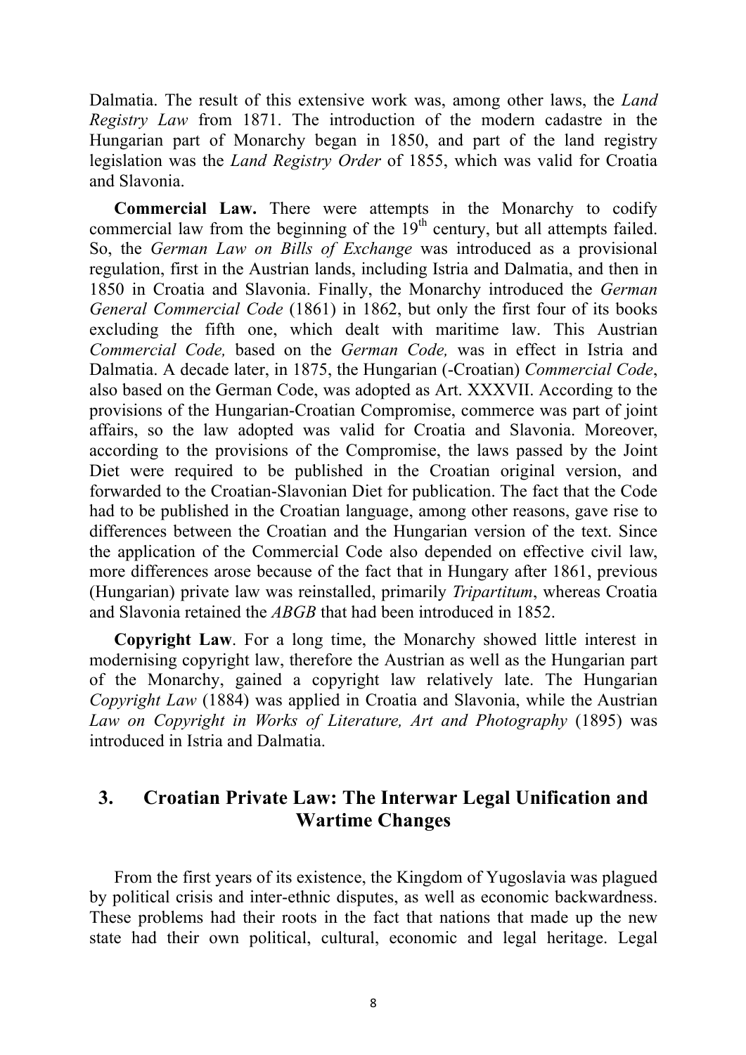Dalmatia. The result of this extensive work was, among other laws, the *Land Registry Law* from 1871. The introduction of the modern cadastre in the Hungarian part of Monarchy began in 1850, and part of the land registry legislation was the *Land Registry Order* of 1855, which was valid for Croatia and Slavonia.

**Commercial Law.** There were attempts in the Monarchy to codify commercial law from the beginning of the 19th century, but all attempts failed. So, the *German Law on Bills of Exchange* was introduced as a provisional regulation, first in the Austrian lands, including Istria and Dalmatia, and then in 1850 in Croatia and Slavonia. Finally, the Monarchy introduced the *German General Commercial Code* (1861) in 1862, but only the first four of its books excluding the fifth one, which dealt with maritime law. This Austrian *Commercial Code,* based on the *German Code,* was in effect in Istria and Dalmatia. A decade later, in 1875, the Hungarian (-Croatian) *Commercial Code*, also based on the German Code, was adopted as Art. XXXVII. According to the provisions of the Hungarian-Croatian Compromise, commerce was part of joint affairs, so the law adopted was valid for Croatia and Slavonia. Moreover, according to the provisions of the Compromise, the laws passed by the Joint Diet were required to be published in the Croatian original version, and forwarded to the Croatian-Slavonian Diet for publication. The fact that the Code had to be published in the Croatian language, among other reasons, gave rise to differences between the Croatian and the Hungarian version of the text. Since the application of the Commercial Code also depended on effective civil law, more differences arose because of the fact that in Hungary after 1861, previous (Hungarian) private law was reinstalled, primarily *Tripartitum*, whereas Croatia and Slavonia retained the *ABGB* that had been introduced in 1852.

**Copyright Law**. For a long time, the Monarchy showed little interest in modernising copyright law, therefore the Austrian as well as the Hungarian part of the Monarchy, gained a copyright law relatively late. The Hungarian *Copyright Law* (1884) was applied in Croatia and Slavonia, while the Austrian *Law on Copyright in Works of Literature, Art and Photography* (1895) was introduced in Istria and Dalmatia.

## 3. Croatian Private Law: The Interwar Legal Unification and Wartime Changes

From the first years of its existence, the Kingdom of Yugoslavia was plagued by political crisis and inter-ethnic disputes, as well as economic backwardness. These problems had their roots in the fact that nations that made up the new state had their own political, cultural, economic and legal heritage. Legal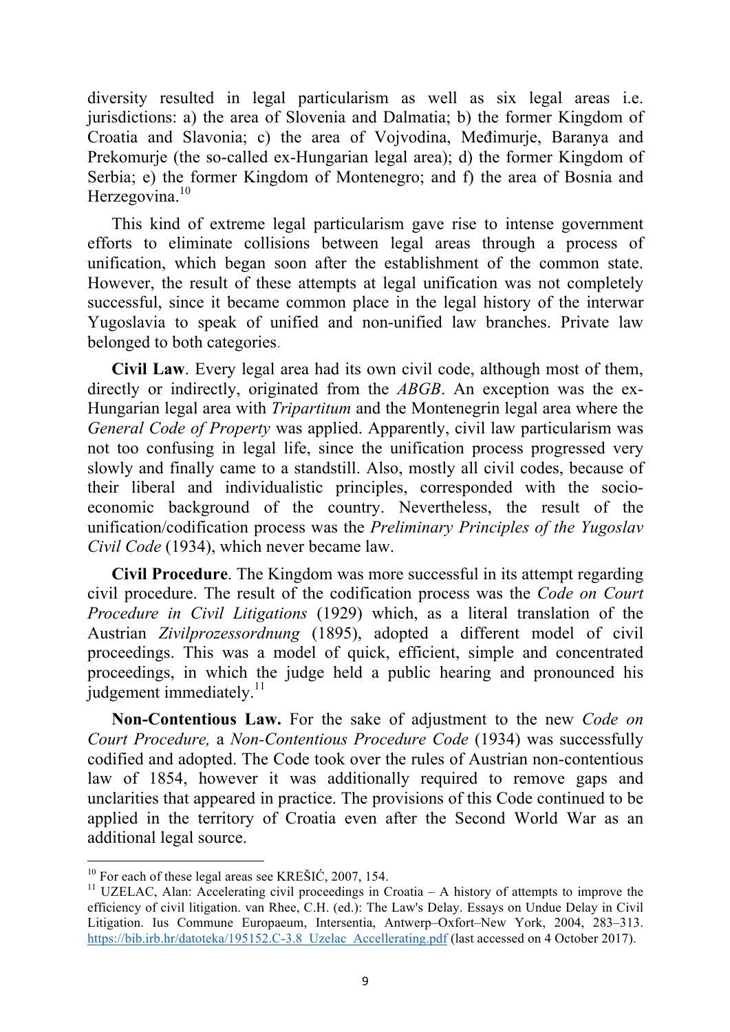diversity resulted in legal particularism as well as six legal areas i.e. jurisdictions: a) the area of Slovenia and Dalmatia; b) the former Kingdom of Croatia and Slavonia; c) the area of Vojvodina, Međimurje, Baranya and Prekomurje (the so-called ex-Hungarian legal area); d) the former Kingdom of Serbia; e) the former Kingdom of Montenegro; and f) the area of Bosnia and Herzegovina.[10]

This kind of extreme legal particularism gave rise to intense government efforts to eliminate collisions between legal areas through a process of unification, which began soon after the establishment of the common state. However, the result of these attempts at legal unification was not completely successful, since it became common place in the legal history of the interwar Yugoslavia to speak of unified and non-unified law branches. Private law belonged to both categories.

**Civil Law**. Every legal area had its own civil code, although most of them, directly or indirectly, originated from the *ABGB*. An exception was the ex-Hungarian legal area with *Tripartitum* and the Montenegrin legal area where the *General Code of Property* was applied. Apparently, civil law particularism was not too confusing in legal life, since the unification process progressed very slowly and finally came to a standstill. Also, mostly all civil codes, because of their liberal and individualistic principles, corresponded with the socio-economic background of the country. Nevertheless, the result of the unification/codification process was the *Preliminary Principles of the Yugoslav Civil Code* (1934), which never became law.

**Civil Procedure**. The Kingdom was more successful in its attempt regarding civil procedure. The result of the codification process was the *Code on Court Procedure in Civil Litigations* (1929) which, as a literal translation of the Austrian *Zivilprozessordnung* (1895), adopted a different model of civil proceedings. This was a model of quick, efficient, simple and concentrated proceedings, in which the judge held a public hearing and pronounced his judgement immediately.[11]

**Non-Contentious Law.** For the sake of adjustment to the new *Code on Court Procedure,* a *Non-Contentious Procedure Code* (1934) was successfully codified and adopted. The Code took over the rules of Austrian non-contentious law of 1854, however it was additionally required to remove gaps and unclarities that appeared in practice. The provisions of this Code continued to be applied in the territory of Croatia even after the Second World War as an additional legal source.

---

[10] For each of these legal areas see KREŠIĆ, 2007, 154.

[11] UZELAC, Alan: Accelerating civil proceedings in Croatia – A history of attempts to improve the efficiency of civil litigation. van Rhee, C.H. (ed.): The Law's Delay. Essays on Undue Delay in Civil Litigation. Ius Commune Europaeum, Intersentia, Antwerp–Oxford–New York, 2004, 283–313. https://bib.irb.hr/datoteka/195152.C-3.8_Uzelac_Accellerating.pdf (last accessed on 4 October 2017).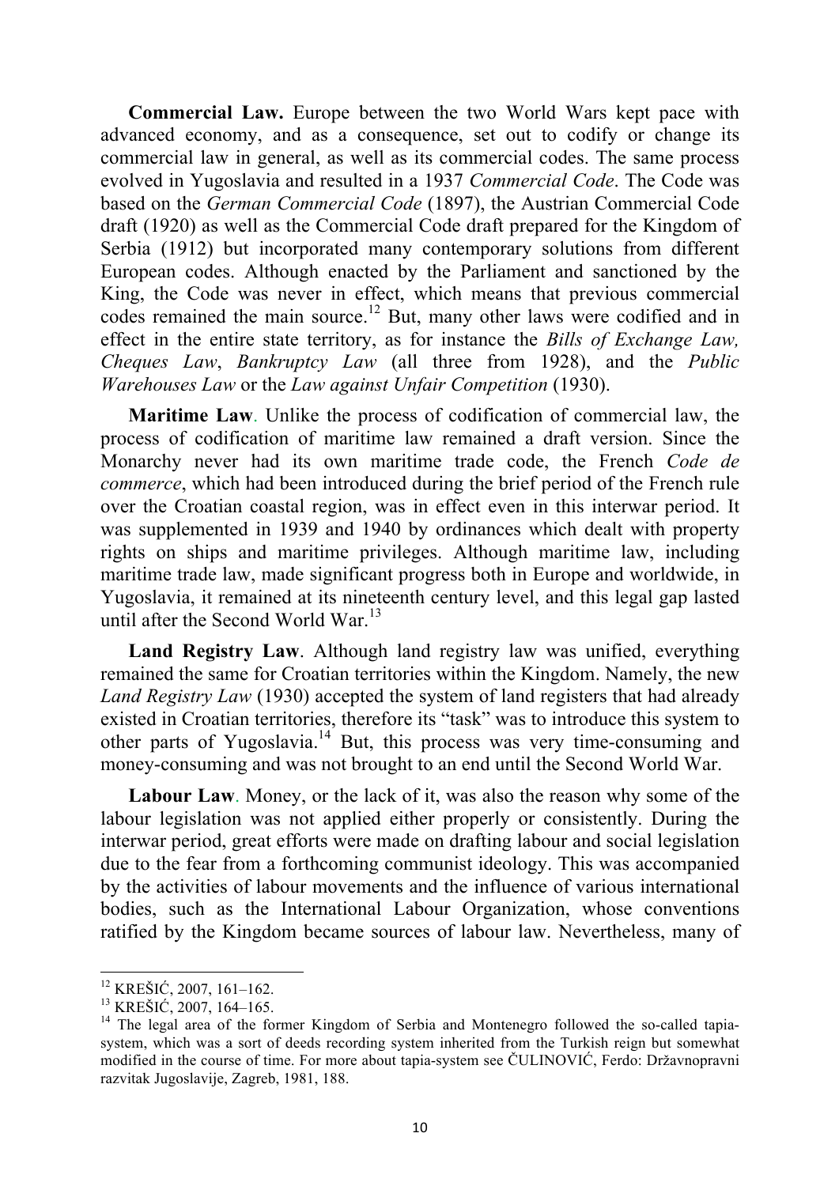**Commercial Law.** Europe between the two World Wars kept pace with advanced economy, and as a consequence, set out to codify or change its commercial law in general, as well as its commercial codes. The same process evolved in Yugoslavia and resulted in a 1937 *Commercial Code*. The Code was based on the *German Commercial Code* (1897), the Austrian Commercial Code draft (1920) as well as the Commercial Code draft prepared for the Kingdom of Serbia (1912) but incorporated many contemporary solutions from different European codes. Although enacted by the Parliament and sanctioned by the King, the Code was never in effect, which means that previous commercial codes remained the main source.[12] But, many other laws were codified and in effect in the entire state territory, as for instance the *Bills of Exchange Law, Cheques Law*, *Bankruptcy Law* (all three from 1928), and the *Public Warehouses Law* or the *Law against Unfair Competition* (1930).

**Maritime Law**. Unlike the process of codification of commercial law, the process of codification of maritime law remained a draft version. Since the Monarchy never had its own maritime trade code, the French *Code de commerce*, which had been introduced during the brief period of the French rule over the Croatian coastal region, was in effect even in this interwar period. It was supplemented in 1939 and 1940 by ordinances which dealt with property rights on ships and maritime privileges. Although maritime law, including maritime trade law, made significant progress both in Europe and worldwide, in Yugoslavia, it remained at its nineteenth century level, and this legal gap lasted until after the Second World War.[13]

**Land Registry Law**. Although land registry law was unified, everything remained the same for Croatian territories within the Kingdom. Namely, the new *Land Registry Law* (1930) accepted the system of land registers that had already existed in Croatian territories, therefore its "task" was to introduce this system to other parts of Yugoslavia.[14] But, this process was very time-consuming and money-consuming and was not brought to an end until the Second World War.

**Labour Law**. Money, or the lack of it, was also the reason why some of the labour legislation was not applied either properly or consistently. During the interwar period, great efforts were made on drafting labour and social legislation due to the fear from a forthcoming communist ideology. This was accompanied by the activities of labour movements and the influence of various international bodies, such as the International Labour Organization, whose conventions ratified by the Kingdom became sources of labour law. Nevertheless, many of

---

[12] KREŠIĆ, 2007, 161–162.

[13] KREŠIĆ, 2007, 164–165.

[14] The legal area of the former Kingdom of Serbia and Montenegro followed the so-called tapia-system, which was a sort of deeds recording system inherited from the Turkish reign but somewhat modified in the course of time. For more about tapia-system see ČULINOVIĆ, Ferdo: Državnopravni razvitak Jugoslavije, Zagreb, 1981, 188.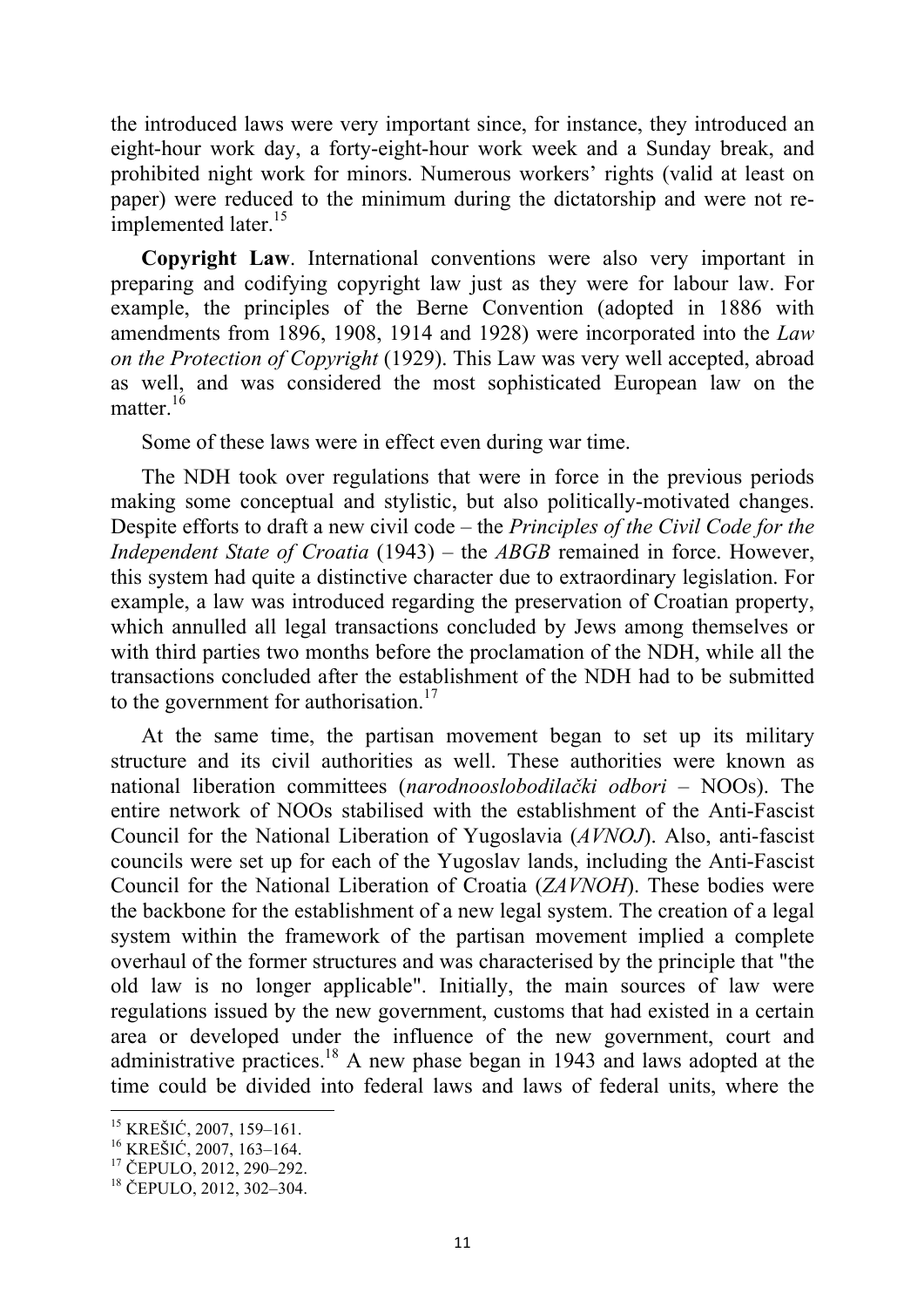the introduced laws were very important since, for instance, they introduced an eight-hour work day, a forty-eight-hour work week and a Sunday break, and prohibited night work for minors. Numerous workers' rights (valid at least on paper) were reduced to the minimum during the dictatorship and were not re-implemented later.[15]

**Copyright Law**. International conventions were also very important in preparing and codifying copyright law just as they were for labour law. For example, the principles of the Berne Convention (adopted in 1886 with amendments from 1896, 1908, 1914 and 1928) were incorporated into the *Law on the Protection of Copyright* (1929). This Law was very well accepted, abroad as well, and was considered the most sophisticated European law on the matter.[16]

Some of these laws were in effect even during war time.

The NDH took over regulations that were in force in the previous periods making some conceptual and stylistic, but also politically-motivated changes. Despite efforts to draft a new civil code – the *Principles of the Civil Code for the Independent State of Croatia* (1943) – the *ABGB* remained in force. However, this system had quite a distinctive character due to extraordinary legislation. For example, a law was introduced regarding the preservation of Croatian property, which annulled all legal transactions concluded by Jews among themselves or with third parties two months before the proclamation of the NDH, while all the transactions concluded after the establishment of the NDH had to be submitted to the government for authorisation.[17]

At the same time, the partisan movement began to set up its military structure and its civil authorities as well. These authorities were known as national liberation committees (*narodnooslobodilački odbori* – NOOs). The entire network of NOOs stabilised with the establishment of the Anti-Fascist Council for the National Liberation of Yugoslavia (*AVNOJ*). Also, anti-fascist councils were set up for each of the Yugoslav lands, including the Anti-Fascist Council for the National Liberation of Croatia (*ZAVNOH*). These bodies were the backbone for the establishment of a new legal system. The creation of a legal system within the framework of the partisan movement implied a complete overhaul of the former structures and was characterised by the principle that "the old law is no longer applicable". Initially, the main sources of law were regulations issued by the new government, customs that had existed in a certain area or developed under the influence of the new government, court and administrative practices.[18] A new phase began in 1943 and laws adopted at the time could be divided into federal laws and laws of federal units, where the

---

[15] KREŠIĆ, 2007, 159–161.

[16] KREŠIĆ, 2007, 163–164.

[17] ČEPULO, 2012, 290–292.

[18] ČEPULO, 2012, 302–304.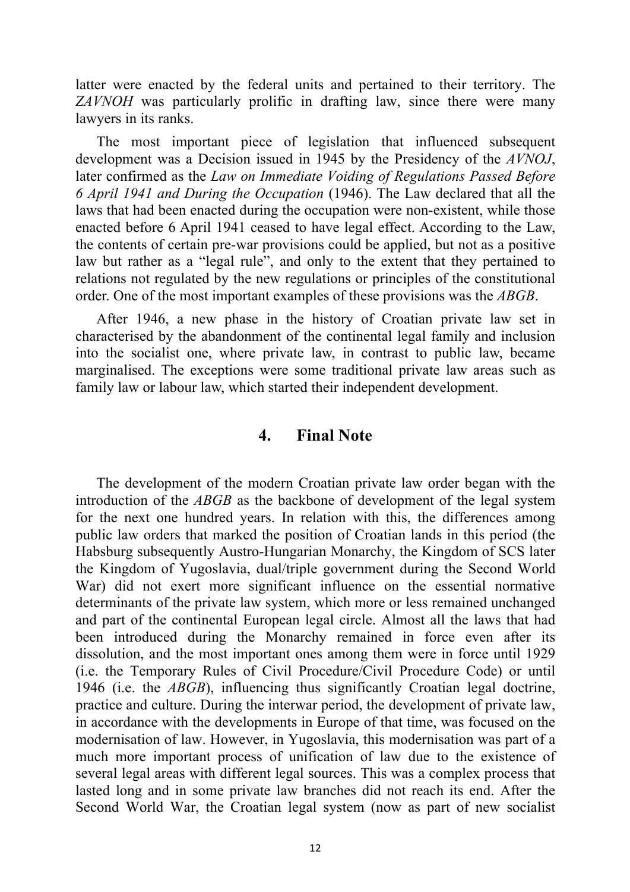latter were enacted by the federal units and pertained to their territory. The *ZAVNOH* was particularly prolific in drafting law, since there were many lawyers in its ranks.

The most important piece of legislation that influenced subsequent development was a Decision issued in 1945 by the Presidency of the *AVNOJ*, later confirmed as the *Law on Immediate Voiding of Regulations Passed Before 6 April 1941 and During the Occupation* (1946). The Law declared that all the laws that had been enacted during the occupation were non-existent, while those enacted before 6 April 1941 ceased to have legal effect. According to the Law, the contents of certain pre-war provisions could be applied, but not as a positive law but rather as a "legal rule", and only to the extent that they pertained to relations not regulated by the new regulations or principles of the constitutional order. One of the most important examples of these provisions was the *ABGB*.

After 1946, a new phase in the history of Croatian private law set in characterised by the abandonment of the continental legal family and inclusion into the socialist one, where private law, in contrast to public law, became marginalised. The exceptions were some traditional private law areas such as family law or labour law, which started their independent development.

## 4. Final Note

The development of the modern Croatian private law order began with the introduction of the *ABGB* as the backbone of development of the legal system for the next one hundred years. In relation with this, the differences among public law orders that marked the position of Croatian lands in this period (the Habsburg subsequently Austro-Hungarian Monarchy, the Kingdom of SCS later the Kingdom of Yugoslavia, dual/triple government during the Second World War) did not exert more significant influence on the essential normative determinants of the private law system, which more or less remained unchanged and part of the continental European legal circle. Almost all the laws that had been introduced during the Monarchy remained in force even after its dissolution, and the most important ones among them were in force until 1929 (i.e. the Temporary Rules of Civil Procedure/Civil Procedure Code) or until 1946 (i.e. the *ABGB*), influencing thus significantly Croatian legal doctrine, practice and culture. During the interwar period, the development of private law, in accordance with the developments in Europe of that time, was focused on the modernisation of law. However, in Yugoslavia, this modernisation was part of a much more important process of unification of law due to the existence of several legal areas with different legal sources. This was a complex process that lasted long and in some private law branches did not reach its end. After the Second World War, the Croatian legal system (now as part of new socialist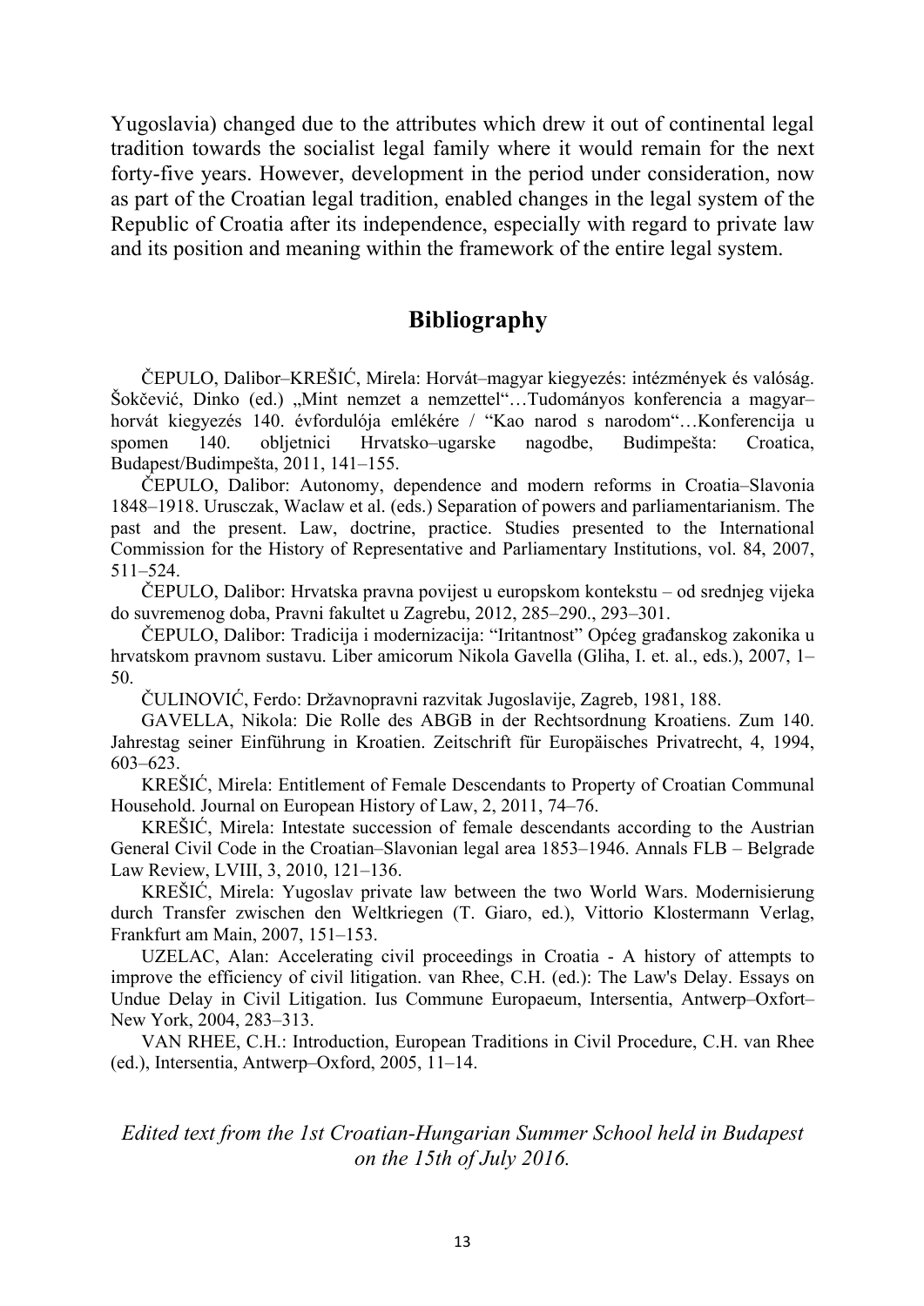Yugoslavia) changed due to the attributes which drew it out of continental legal tradition towards the socialist legal family where it would remain for the next forty-five years. However, development in the period under consideration, now as part of the Croatian legal tradition, enabled changes in the legal system of the Republic of Croatia after its independence, especially with regard to private law and its position and meaning within the framework of the entire legal system.

## Bibliography

ČEPULO, Dalibor–KREŠIĆ, Mirela: Horvát–magyar kiegyezés: intézmények és valóság. Šokčević, Dinko (ed.) „Mint nemzet a nemzettel"…Tudományos konferencia a magyar–horvát kiegyezés 140. évfordulója emlékére / "Kao narod s narodom"…Konferencija u spomen 140. obljetnici Hrvatsko–ugarske nagodbe, Budimpešta: Croatica, Budapest/Budimpešta, 2011, 141–155.

ČEPULO, Dalibor: Autonomy, dependence and modern reforms in Croatia–Slavonia 1848–1918. Urusczak, Waclaw et al. (eds.) Separation of powers and parliamentarianism. The past and the present. Law, doctrine, practice. Studies presented to the International Commission for the History of Representative and Parliamentary Institutions, vol. 84, 2007, 511–524.

ČEPULO, Dalibor: Hrvatska pravna povijest u europskom kontekstu – od srednjeg vijeka do suvremenog doba, Pravni fakultet u Zagrebu, 2012, 285–290., 293–301.

ČEPULO, Dalibor: Tradicija i modernizacija: "Iritantnost" Općeg građanskog zakonika u hrvatskom pravnom sustavu. Liber amicorum Nikola Gavella (Gliha, I. et. al., eds.), 2007, 1–50.

ČULINOVIĆ, Ferdo: Državnopravni razvitak Jugoslavije, Zagreb, 1981, 188.

GAVELLA, Nikola: Die Rolle des ABGB in der Rechtsordnung Kroatiens. Zum 140. Jahrestag seiner Einführung in Kroatien. Zeitschrift für Europäisches Privatrecht, 4, 1994, 603–623.

KREŠIĆ, Mirela: Entitlement of Female Descendants to Property of Croatian Communal Household. Journal on European History of Law, 2, 2011, 74–76.

KREŠIĆ, Mirela: Intestate succession of female descendants according to the Austrian General Civil Code in the Croatian–Slavonian legal area 1853–1946. Annals FLB – Belgrade Law Review, LVIII, 3, 2010, 121–136.

KREŠIĆ, Mirela: Yugoslav private law between the two World Wars. Modernisierung durch Transfer zwischen den Weltkriegen (T. Giaro, ed.), Vittorio Klostermann Verlag, Frankfurt am Main, 2007, 151–153.

UZELAC, Alan: Accelerating civil proceedings in Croatia - A history of attempts to improve the efficiency of civil litigation. van Rhee, C.H. (ed.): The Law's Delay. Essays on Undue Delay in Civil Litigation. Ius Commune Europaeum, Intersentia, Antwerp–Oxfort–New York, 2004, 283–313.

VAN RHEE, C.H.: Introduction, European Traditions in Civil Procedure, C.H. van Rhee (ed.), Intersentia, Antwerp–Oxford, 2005, 11–14.

*Edited text from the 1st Croatian-Hungarian Summer School held in Budapest on the 15th of July 2016.*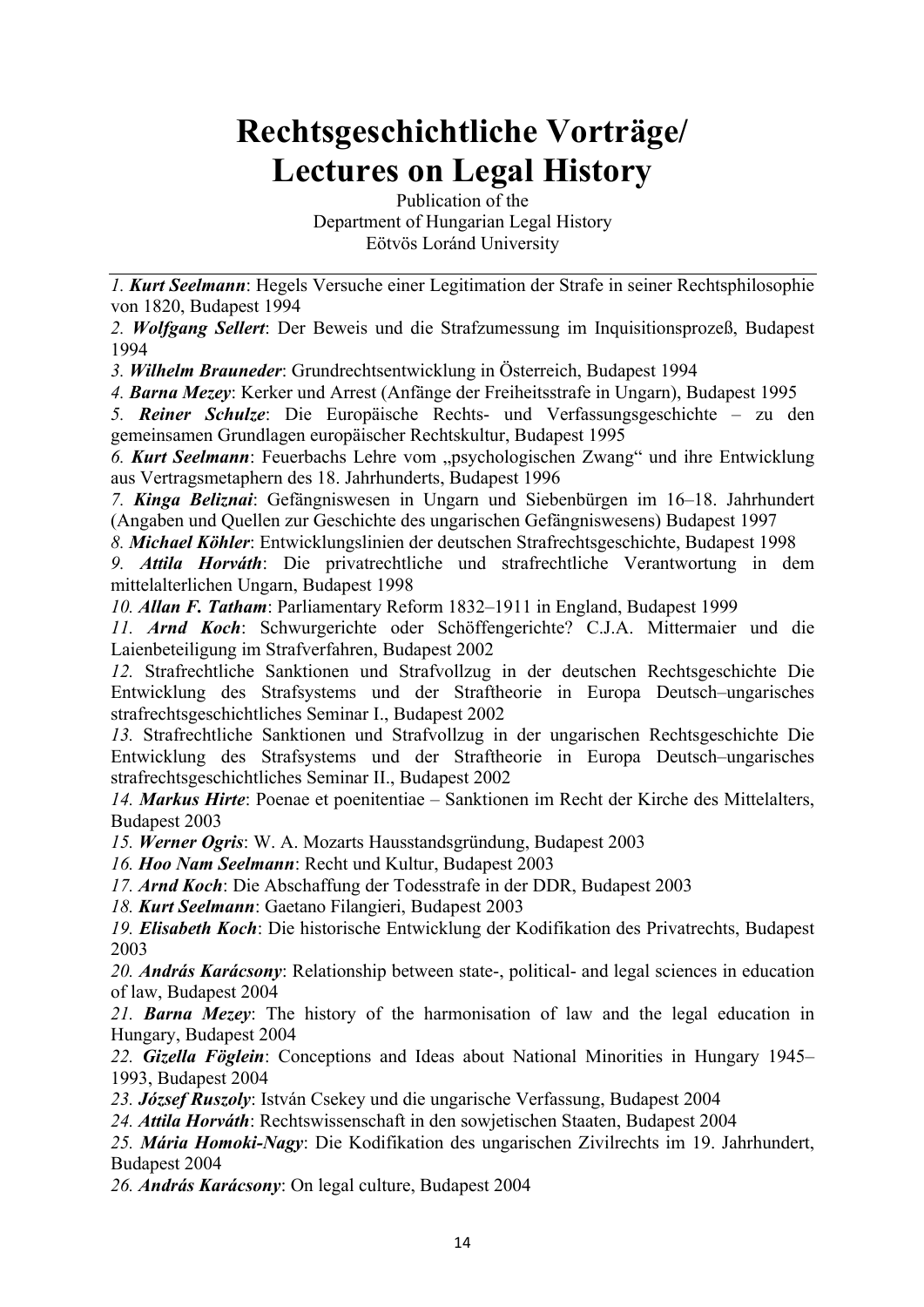# Rechtsgeschichtliche Vorträge/ Lectures on Legal History

Publication of the
Department of Hungarian Legal History
Eötvös Loránd University

---

*1.* ***Kurt Seelmann***: Hegels Versuche einer Legitimation der Strafe in seiner Rechtsphilosophie von 1820, Budapest 1994

*2.* ***Wolfgang Sellert***: Der Beweis und die Strafzumessung im Inquisitionsprozeß, Budapest 1994

*3.* ***Wilhelm Brauneder***: Grundrechtsentwicklung in Österreich, Budapest 1994

*4.* ***Barna Mezey***: Kerker und Arrest (Anfänge der Freiheitsstrafe in Ungarn), Budapest 1995

*5.* ***Reiner Schulze***: Die Europäische Rechts- und Verfassungsgeschichte – zu den gemeinsamen Grundlagen europäischer Rechtskultur, Budapest 1995

*6.* ***Kurt Seelmann***: Feuerbachs Lehre vom „psychologischen Zwang" und ihre Entwicklung aus Vertragsmetaphern des 18. Jahrhunderts, Budapest 1996

*7.* ***Kinga Beliznai***: Gefängniswesen in Ungarn und Siebenbürgen im 16–18. Jahrhundert (Angaben und Quellen zur Geschichte des ungarischen Gefängniswesens) Budapest 1997

*8.* ***Michael Köhler***: Entwicklungslinien der deutschen Strafrechtsgeschichte, Budapest 1998

*9.* ***Attila Horváth***: Die privatrechtliche und strafrechtliche Verantwortung in dem mittelalterlichen Ungarn, Budapest 1998

*10.* ***Allan F. Tatham***: Parliamentary Reform 1832–1911 in England, Budapest 1999

*11.* ***Arnd Koch***: Schwurgerichte oder Schöffengerichte? C.J.A. Mittermaier und die Laienbeteiligung im Strafverfahren, Budapest 2002

*12.* Strafrechtliche Sanktionen und Strafvollzug in der deutschen Rechtsgeschichte Die Entwicklung des Strafsystems und der Straftheorie in Europa Deutsch–ungarisches strafrechtsgeschichtliches Seminar I., Budapest 2002

*13.* Strafrechtliche Sanktionen und Strafvollzug in der ungarischen Rechtsgeschichte Die Entwicklung des Strafsystems und der Straftheorie in Europa Deutsch–ungarisches strafrechtsgeschichtliches Seminar II., Budapest 2002

*14.* ***Markus Hirte***: Poenae et poenitentiae – Sanktionen im Recht der Kirche des Mittelalters, Budapest 2003

*15.* ***Werner Ogris***: W. A. Mozarts Hausstandsgründung, Budapest 2003

*16.* ***Hoo Nam Seelmann***: Recht und Kultur, Budapest 2003

*17.* ***Arnd Koch***: Die Abschaffung der Todesstrafe in der DDR, Budapest 2003

*18.* ***Kurt Seelmann***: Gaetano Filangieri, Budapest 2003

*19.* ***Elisabeth Koch***: Die historische Entwicklung der Kodifikation des Privatrechts, Budapest 2003

*20.* ***András Karácsony***: Relationship between state-, political- and legal sciences in education of law, Budapest 2004

*21.* ***Barna Mezey***: The history of the harmonisation of law and the legal education in Hungary, Budapest 2004

*22.* ***Gizella Föglein***: Conceptions and Ideas about National Minorities in Hungary 1945–1993, Budapest 2004

*23.* ***József Ruszoly***: István Csekey und die ungarische Verfassung, Budapest 2004

*24.* ***Attila Horváth***: Rechtswissenschaft in den sowjetischen Staaten, Budapest 2004

*25.* ***Mária Homoki-Nagy***: Die Kodifikation des ungarischen Zivilrechts im 19. Jahrhundert, Budapest 2004

*26.* ***András Karácsony***: On legal culture, Budapest 2004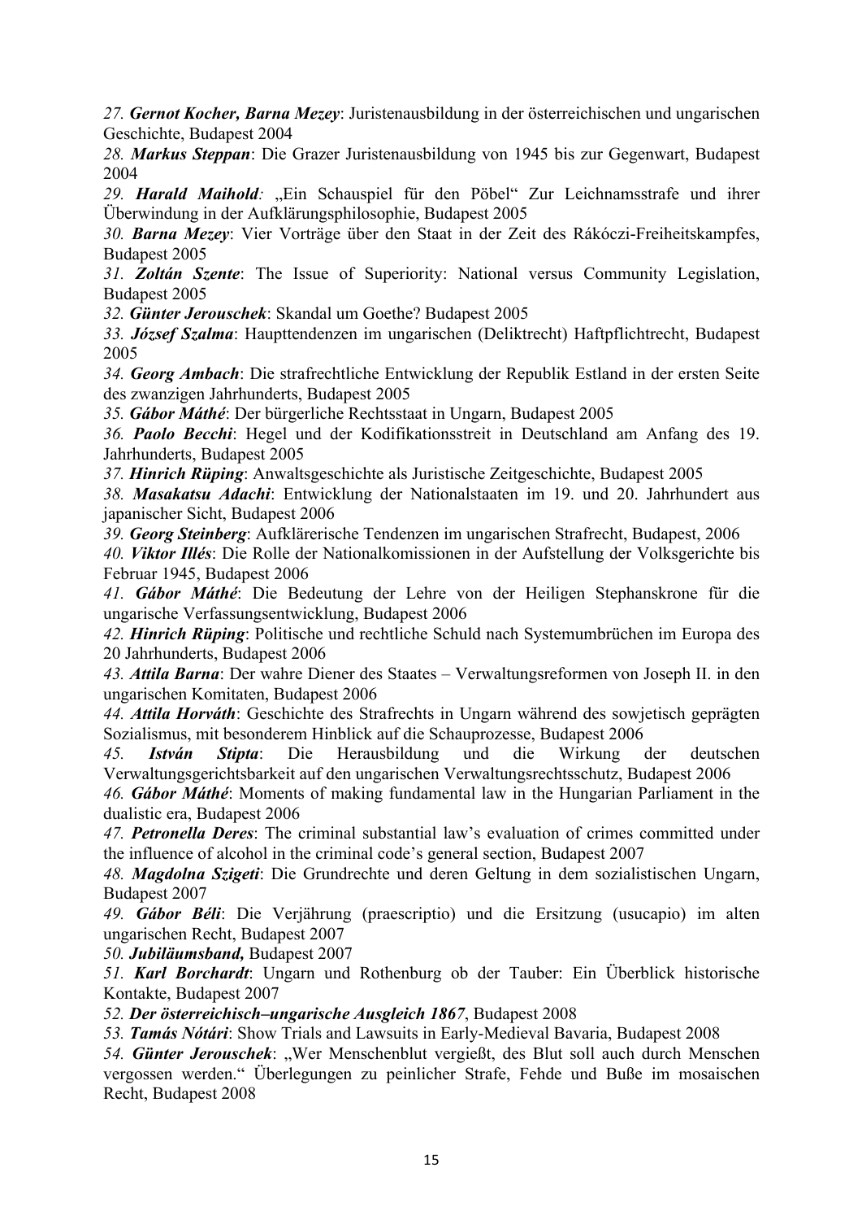*27.* ***Gernot Kocher, Barna Mezey***: Juristenausbildung in der österreichischen und ungarischen Geschichte, Budapest 2004

*28.* ***Markus Steppan***: Die Grazer Juristenausbildung von 1945 bis zur Gegenwart, Budapest 2004

*29.* ***Harald Maihold****:* „Ein Schauspiel für den Pöbel" Zur Leichnamsstrafe und ihrer Überwindung in der Aufklärungsphilosophie, Budapest 2005

*30.* ***Barna Mezey***: Vier Vorträge über den Staat in der Zeit des Rákóczi-Freiheitskampfes, Budapest 2005

*31.* ***Zoltán Szente***: The Issue of Superiority: National versus Community Legislation, Budapest 2005

*32.* ***Günter Jerouschek***: Skandal um Goethe? Budapest 2005

*33.* ***József Szalma***: Hauptendenzen im ungarischen (Deliktrecht) Haftpflichtrecht, Budapest 2005

*34.* ***Georg Ambach***: Die strafrechtliche Entwicklung der Republik Estland in der ersten Seite des zwanzigen Jahrhunderts, Budapest 2005

*35.* ***Gábor Máthé***: Der bürgerliche Rechtsstaat in Ungarn, Budapest 2005

*36.* ***Paolo Becchi***: Hegel und der Kodifikationsstreit in Deutschland am Anfang des 19. Jahrhunderts, Budapest 2005

*37.* ***Hinrich Rüping***: Anwaltsgeschichte als Juristische Zeitgeschichte, Budapest 2005

*38.* ***Masakatsu Adachi***: Entwicklung der Nationalstaaten im 19. und 20. Jahrhundert aus japanischer Sicht, Budapest 2006

*39.* ***Georg Steinberg***: Aufklärerische Tendenzen im ungarischen Strafrecht, Budapest, 2006

*40.* ***Viktor Illés***: Die Rolle der Nationalkomissionen in der Aufstellung der Volksgerichte bis Februar 1945, Budapest 2006

*41.* ***Gábor Máthé***: Die Bedeutung der Lehre von der Heiligen Stephanskrone für die ungarische Verfassungsentwicklung, Budapest 2006

*42.* ***Hinrich Rüping***: Politische und rechtliche Schuld nach Systemumbrüchen im Europa des 20 Jahrhunderts, Budapest 2006

*43.* ***Attila Barna***: Der wahre Diener des Staates – Verwaltungsreformen von Joseph II. in den ungarischen Komitaten, Budapest 2006

*44.* ***Attila Horváth***: Geschichte des Strafrechts in Ungarn während des sowjetisch geprägten Sozialismus, mit besonderem Hinblick auf die Schauprozesse, Budapest 2006

*45.* ***István Stipta***: Die Herausbildung und die Wirkung der deutschen Verwaltungsgerichtsbarkeit auf den ungarischen Verwaltungsrechtsschutz, Budapest 2006

*46.* ***Gábor Máthé***: Moments of making fundamental law in the Hungarian Parliament in the dualistic era, Budapest 2006

*47.* ***Petronella Deres***: The criminal substantial law's evaluation of crimes committed under the influence of alcohol in the criminal code's general section, Budapest 2007

*48.* ***Magdolna Szigeti***: Die Grundrechte und deren Geltung in dem sozialistischen Ungarn, Budapest 2007

*49.* ***Gábor Béli***: Die Verjährung (praescriptio) und die Ersitzung (usucapio) im alten ungarischen Recht, Budapest 2007

*50.* ***Jubiläumsband,*** Budapest 2007

*51.* ***Karl Borchardt***: Ungarn und Rothenburg ob der Tauber: Ein Überblick historische Kontakte, Budapest 2007

*52.* ***Der österreichisch–ungarische Ausgleich 1867***, Budapest 2008

*53.* ***Tamás Nótári***: Show Trials and Lawsuits in Early-Medieval Bavaria, Budapest 2008

*54.* ***Günter Jerouschek***: „Wer Menschenblut vergießt, des Blut soll auch durch Menschen vergossen werden." Überlegungen zu peinlicher Strafe, Fehde und Buße im mosaischen Recht, Budapest 2008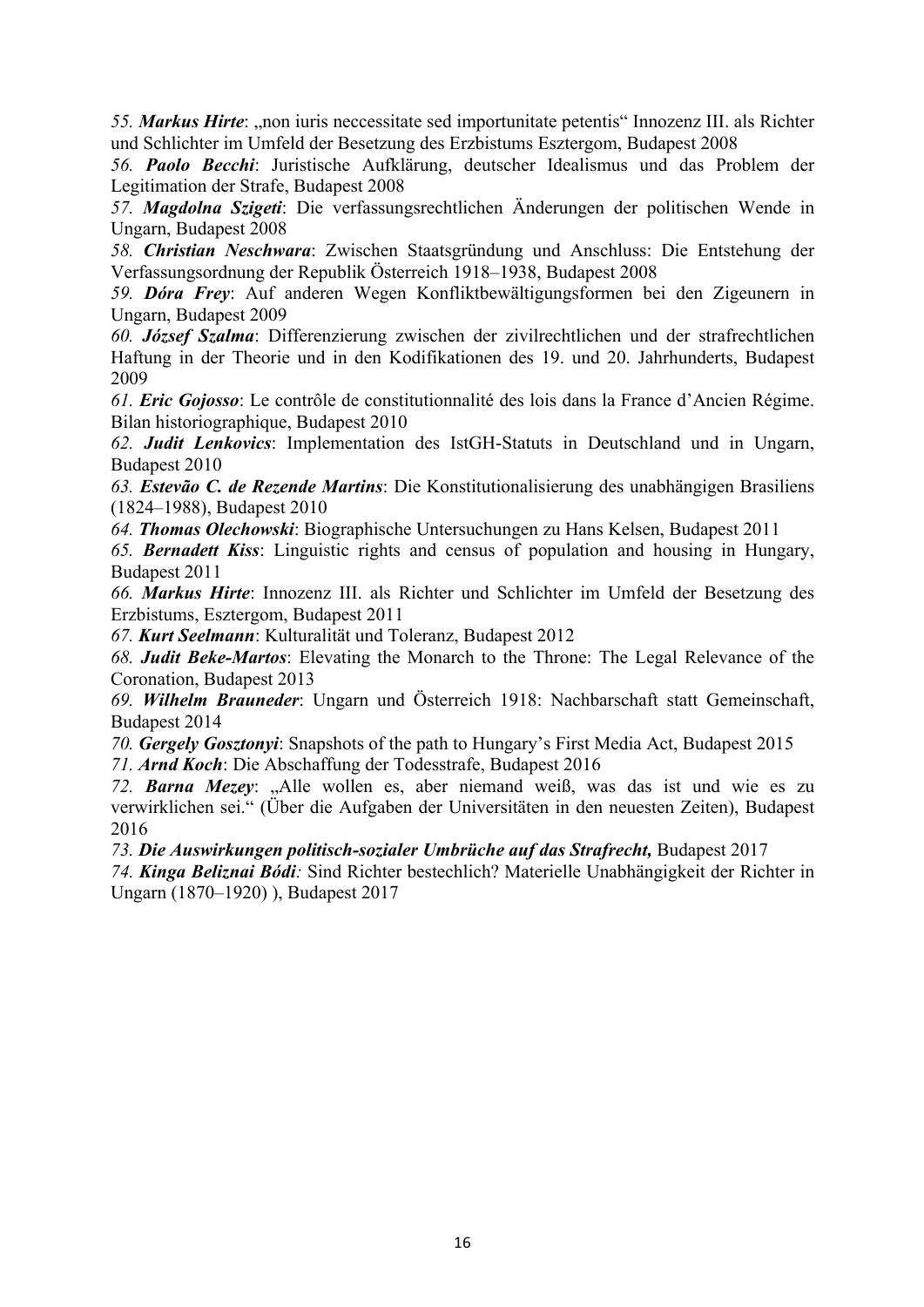*55.* ***Markus Hirte***: „non iuris neccessitate sed importunitate petentis" Innozenz III. als Richter und Schlichter im Umfeld der Besetzung des Erzbistums Esztergom, Budapest 2008

*56.* ***Paolo Becchi***: Juristische Aufklärung, deutscher Idealismus und das Problem der Legitimation der Strafe, Budapest 2008

*57.* ***Magdolna Szigeti***: Die verfassungsrechtlichen Änderungen der politischen Wende in Ungarn, Budapest 2008

*58.* ***Christian Neschwara***: Zwischen Staatsgründung und Anschluss: Die Entstehung der Verfassungsordnung der Republik Österreich 1918–1938, Budapest 2008

*59.* ***Dóra Frey***: Auf anderen Wegen Konfliktbewältigungsformen bei den Zigeunern in Ungarn, Budapest 2009

*60.* ***József Szalma***: Differenzierung zwischen der zivilrechtlichen und der strafrechtlichen Haftung in der Theorie und in den Kodifikationen des 19. und 20. Jahrhunderts, Budapest 2009

*61.* ***Eric Gojosso***: Le contrôle de constitutionnalité des lois dans la France d'Ancien Régime. Bilan historiographique, Budapest 2010

*62.* ***Judit Lenkovics***: Implementation des IstGH-Statuts in Deutschland und in Ungarn, Budapest 2010

*63.* ***Estevão C. de Rezende Martins***: Die Konstitutionalisierung des unabhängigen Brasiliens (1824–1988), Budapest 2010

*64.* ***Thomas Olechowski***: Biographische Untersuchungen zu Hans Kelsen, Budapest 2011

*65.* ***Bernadett Kiss***: Linguistic rights and census of population and housing in Hungary, Budapest 2011

*66.* ***Markus Hirte***: Innozenz III. als Richter und Schlichter im Umfeld der Besetzung des Erzbistums, Esztergom, Budapest 2011

*67.* ***Kurt Seelmann***: Kulturalität und Toleranz, Budapest 2012

*68.* ***Judit Beke-Martos***: Elevating the Monarch to the Throne: The Legal Relevance of the Coronation, Budapest 2013

*69.* ***Wilhelm Brauneder***: Ungarn und Österreich 1918: Nachbarschaft statt Gemeinschaft, Budapest 2014

*70.* ***Gergely Gosztonyi***: Snapshots of the path to Hungary's First Media Act, Budapest 2015

*71.* ***Arnd Koch***: Die Abschaffung der Todesstrafe, Budapest 2016

*72.* ***Barna Mezey***: „Alle wollen es, aber niemand weiß, was das ist und wie es zu verwirklichen sei." (Über die Aufgaben der Universitäten in den neuesten Zeiten), Budapest 2016

*73.* ***Die Auswirkungen politisch-sozialer Umbrüche auf das Strafrecht,*** Budapest 2017

*74.* ***Kinga Beliznai Bódi****:* Sind Richter bestechlich? Materielle Unabhängigkeit der Richter in Ungarn (1870–1920) ), Budapest 2017